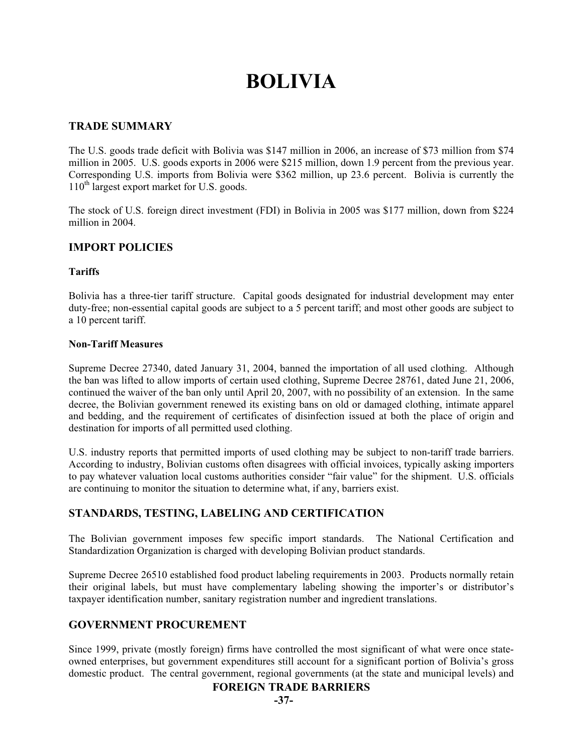# BOLIVIA

## TRADE SUMMARY

The U.S. goods trade deficit with Bolivia was $147 million in 2006, an increase of $73 million from $74 million in 2005. U.S. goods exports in 2006 were $215 million, down 1.9 percent from the previous year. Corresponding U.S. imports from Bolivia were $362 million, up 23.6 percent. Bolivia is currently the 110th largest export market for U.S. goods.

The stock of U.S. foreign direct investment (FDI) in Bolivia in 2005 was $177 million, down from $224 million in 2004.

## IMPORT POLICIES

### Tariffs

Bolivia has a three-tier tariff structure. Capital goods designated for industrial development may enter duty-free; non-essential capital goods are subject to a 5 percent tariff; and most other goods are subject to a 10 percent tariff.

### Non-Tariff Measures

Supreme Decree 27340, dated January 31, 2004, banned the importation of all used clothing. Although the ban was lifted to allow imports of certain used clothing, Supreme Decree 28761, dated June 21, 2006, continued the waiver of the ban only until April 20, 2007, with no possibility of an extension. In the same decree, the Bolivian government renewed its existing bans on old or damaged clothing, intimate apparel and bedding, and the requirement of certificates of disinfection issued at both the place of origin and destination for imports of all permitted used clothing.

U.S. industry reports that permitted imports of used clothing may be subject to non-tariff trade barriers. According to industry, Bolivian customs often disagrees with official invoices, typically asking importers to pay whatever valuation local customs authorities consider "fair value" for the shipment. U.S. officials are continuing to monitor the situation to determine what, if any, barriers exist.

## STANDARDS, TESTING, LABELING AND CERTIFICATION

The Bolivian government imposes few specific import standards. The National Certification and Standardization Organization is charged with developing Bolivian product standards.

Supreme Decree 26510 established food product labeling requirements in 2003. Products normally retain their original labels, but must have complementary labeling showing the importer's or distributor's taxpayer identification number, sanitary registration number and ingredient translations.

## GOVERNMENT PROCUREMENT

Since 1999, private (mostly foreign) firms have controlled the most significant of what were once state-owned enterprises, but government expenditures still account for a significant portion of Bolivia's gross domestic product. The central government, regional governments (at the state and municipal levels) and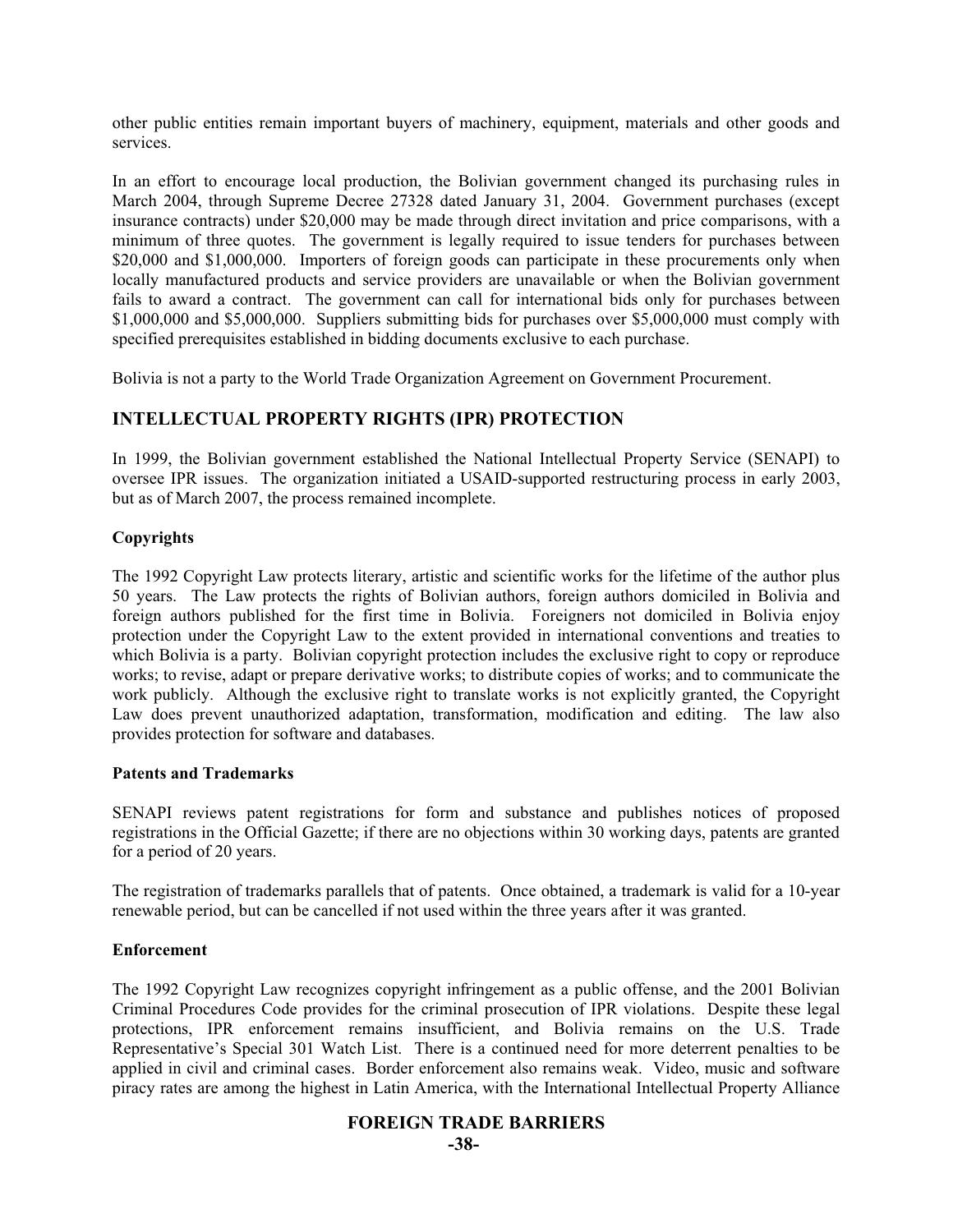other public entities remain important buyers of machinery, equipment, materials and other goods and services.

In an effort to encourage local production, the Bolivian government changed its purchasing rules in March 2004, through Supreme Decree 27328 dated January 31, 2004. Government purchases (except insurance contracts) under $20,000 may be made through direct invitation and price comparisons, with a minimum of three quotes. The government is legally required to issue tenders for purchases between $20,000 and $1,000,000. Importers of foreign goods can participate in these procurements only when locally manufactured products and service providers are unavailable or when the Bolivian government fails to award a contract. The government can call for international bids only for purchases between $1,000,000 and $5,000,000. Suppliers submitting bids for purchases over $5,000,000 must comply with specified prerequisites established in bidding documents exclusive to each purchase.

Bolivia is not a party to the World Trade Organization Agreement on Government Procurement.

## INTELLECTUAL PROPERTY RIGHTS (IPR) PROTECTION

In 1999, the Bolivian government established the National Intellectual Property Service (SENAPI) to oversee IPR issues. The organization initiated a USAID-supported restructuring process in early 2003, but as of March 2007, the process remained incomplete.

### Copyrights

The 1992 Copyright Law protects literary, artistic and scientific works for the lifetime of the author plus 50 years. The Law protects the rights of Bolivian authors, foreign authors domiciled in Bolivia and foreign authors published for the first time in Bolivia. Foreigners not domiciled in Bolivia enjoy protection under the Copyright Law to the extent provided in international conventions and treaties to which Bolivia is a party. Bolivian copyright protection includes the exclusive right to copy or reproduce works; to revise, adapt or prepare derivative works; to distribute copies of works; and to communicate the work publicly. Although the exclusive right to translate works is not explicitly granted, the Copyright Law does prevent unauthorized adaptation, transformation, modification and editing. The law also provides protection for software and databases.

### Patents and Trademarks

SENAPI reviews patent registrations for form and substance and publishes notices of proposed registrations in the Official Gazette; if there are no objections within 30 working days, patents are granted for a period of 20 years.

The registration of trademarks parallels that of patents. Once obtained, a trademark is valid for a 10-year renewable period, but can be cancelled if not used within the three years after it was granted.

### Enforcement

The 1992 Copyright Law recognizes copyright infringement as a public offense, and the 2001 Bolivian Criminal Procedures Code provides for the criminal prosecution of IPR violations. Despite these legal protections, IPR enforcement remains insufficient, and Bolivia remains on the U.S. Trade Representative's Special 301 Watch List. There is a continued need for more deterrent penalties to be applied in civil and criminal cases. Border enforcement also remains weak. Video, music and software piracy rates are among the highest in Latin America, with the International Intellectual Property Alliance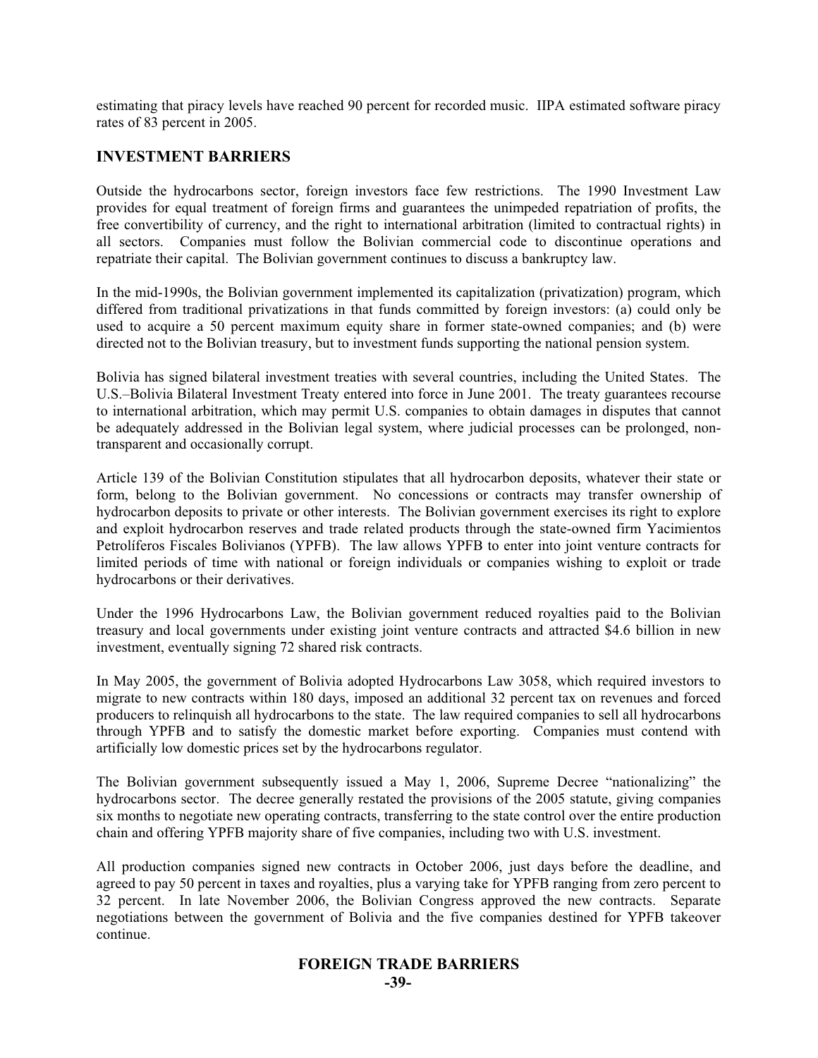estimating that piracy levels have reached 90 percent for recorded music. IIPA estimated software piracy rates of 83 percent in 2005.

## INVESTMENT BARRIERS

Outside the hydrocarbons sector, foreign investors face few restrictions. The 1990 Investment Law provides for equal treatment of foreign firms and guarantees the unimpeded repatriation of profits, the free convertibility of currency, and the right to international arbitration (limited to contractual rights) in all sectors. Companies must follow the Bolivian commercial code to discontinue operations and repatriate their capital. The Bolivian government continues to discuss a bankruptcy law.

In the mid-1990s, the Bolivian government implemented its capitalization (privatization) program, which differed from traditional privatizations in that funds committed by foreign investors: (a) could only be used to acquire a 50 percent maximum equity share in former state-owned companies; and (b) were directed not to the Bolivian treasury, but to investment funds supporting the national pension system.

Bolivia has signed bilateral investment treaties with several countries, including the United States. The U.S.–Bolivia Bilateral Investment Treaty entered into force in June 2001. The treaty guarantees recourse to international arbitration, which may permit U.S. companies to obtain damages in disputes that cannot be adequately addressed in the Bolivian legal system, where judicial processes can be prolonged, non-transparent and occasionally corrupt.

Article 139 of the Bolivian Constitution stipulates that all hydrocarbon deposits, whatever their state or form, belong to the Bolivian government. No concessions or contracts may transfer ownership of hydrocarbon deposits to private or other interests. The Bolivian government exercises its right to explore and exploit hydrocarbon reserves and trade related products through the state-owned firm Yacimientos Petrolíferos Fiscales Bolivianos (YPFB). The law allows YPFB to enter into joint venture contracts for limited periods of time with national or foreign individuals or companies wishing to exploit or trade hydrocarbons or their derivatives.

Under the 1996 Hydrocarbons Law, the Bolivian government reduced royalties paid to the Bolivian treasury and local governments under existing joint venture contracts and attracted $4.6 billion in new investment, eventually signing 72 shared risk contracts.

In May 2005, the government of Bolivia adopted Hydrocarbons Law 3058, which required investors to migrate to new contracts within 180 days, imposed an additional 32 percent tax on revenues and forced producers to relinquish all hydrocarbons to the state. The law required companies to sell all hydrocarbons through YPFB and to satisfy the domestic market before exporting. Companies must contend with artificially low domestic prices set by the hydrocarbons regulator.

The Bolivian government subsequently issued a May 1, 2006, Supreme Decree "nationalizing" the hydrocarbons sector. The decree generally restated the provisions of the 2005 statute, giving companies six months to negotiate new operating contracts, transferring to the state control over the entire production chain and offering YPFB majority share of five companies, including two with U.S. investment.

All production companies signed new contracts in October 2006, just days before the deadline, and agreed to pay 50 percent in taxes and royalties, plus a varying take for YPFB ranging from zero percent to 32 percent. In late November 2006, the Bolivian Congress approved the new contracts. Separate negotiations between the government of Bolivia and the five companies destined for YPFB takeover continue.